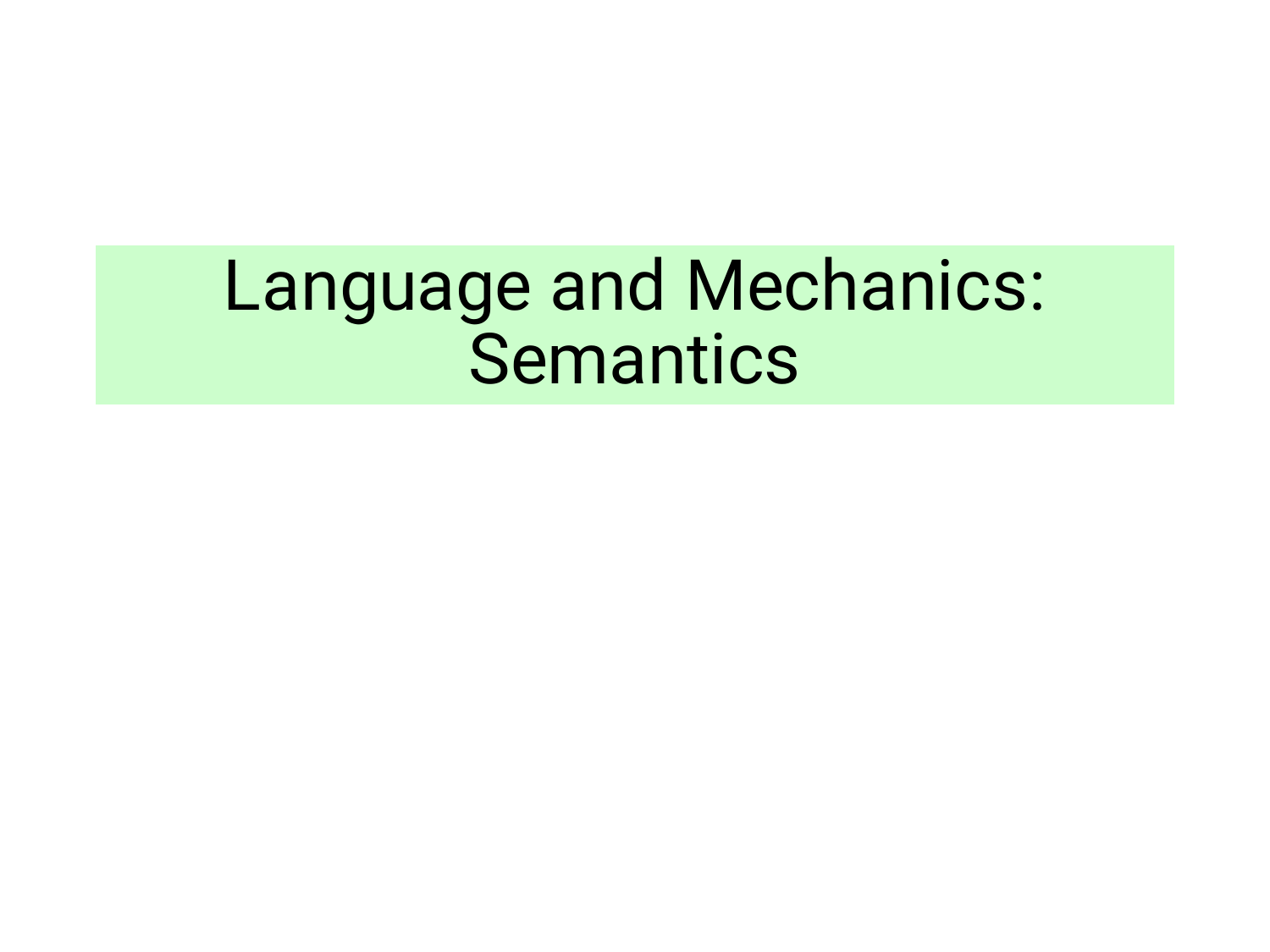# Language and Mechanics: Semantics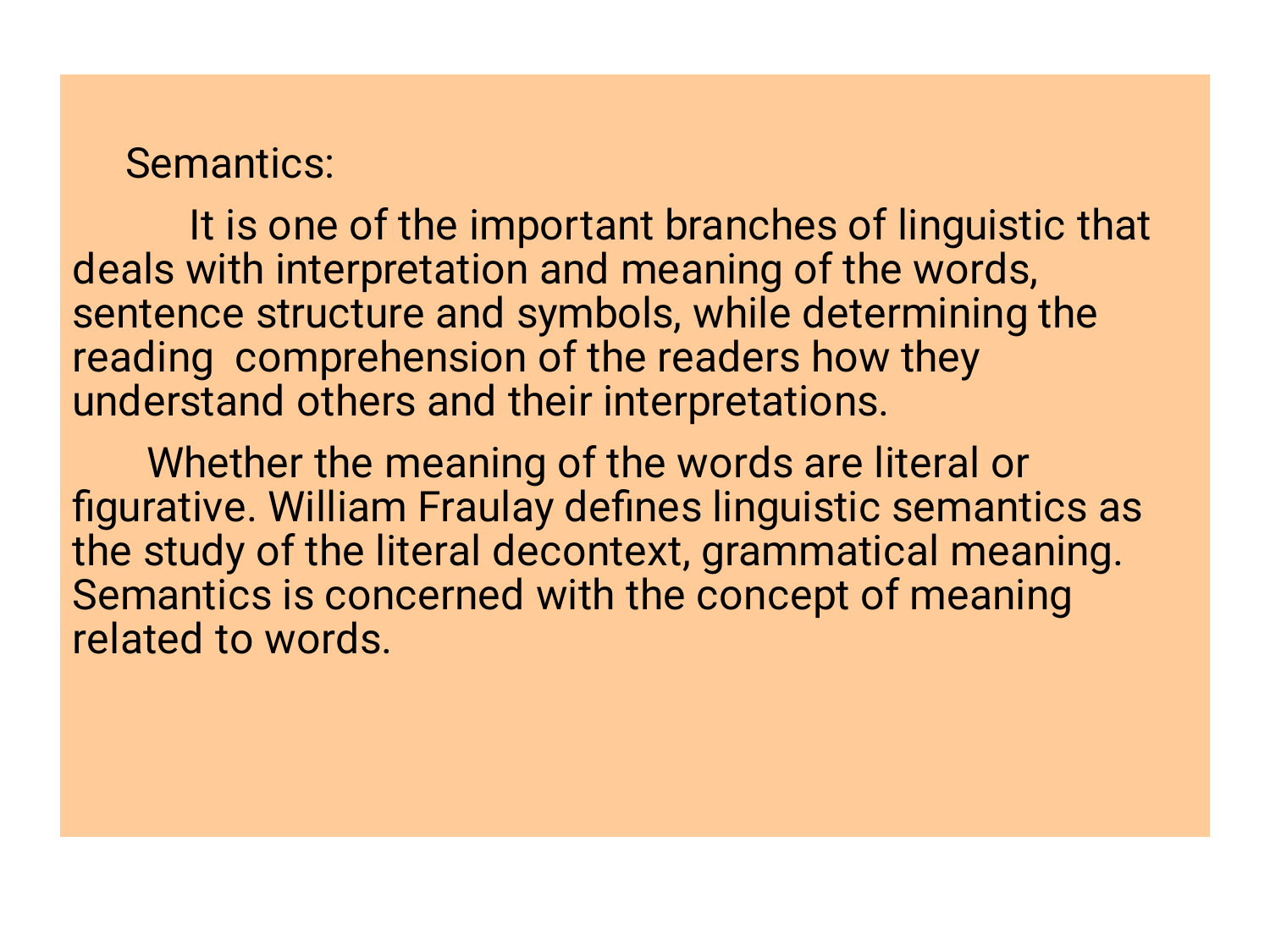Semantics:

It is one of the important branches of linguistic that deals with interpretation and meaning of the words, sentence structure and symbols, while determining the reading comprehension of the readers how they understand others and their interpretations.

Whether the meaning of the words are literal or figurative. William Fraulay defines linguistic semantics as the study of the literal decontext, grammatical meaning. Semantics is concerned with the concept of meaning related to words.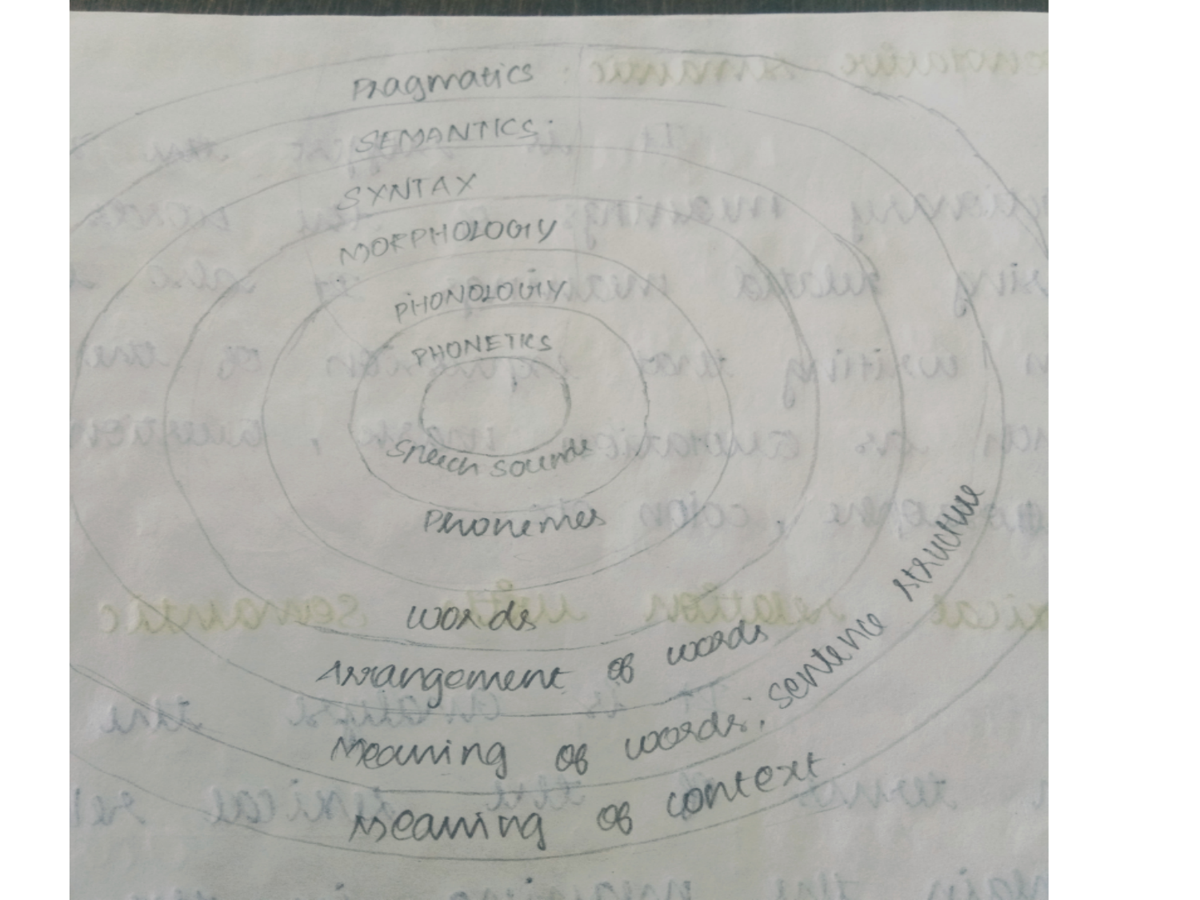Pragmatics

SEMANTICS

SYNTAX

MORPHOLOGY

PHONOLOGY

PHONETICS

Speech sounds

Phonemes

Words

Arrangement of words

Meaning of words; sentence structure

Meaning of context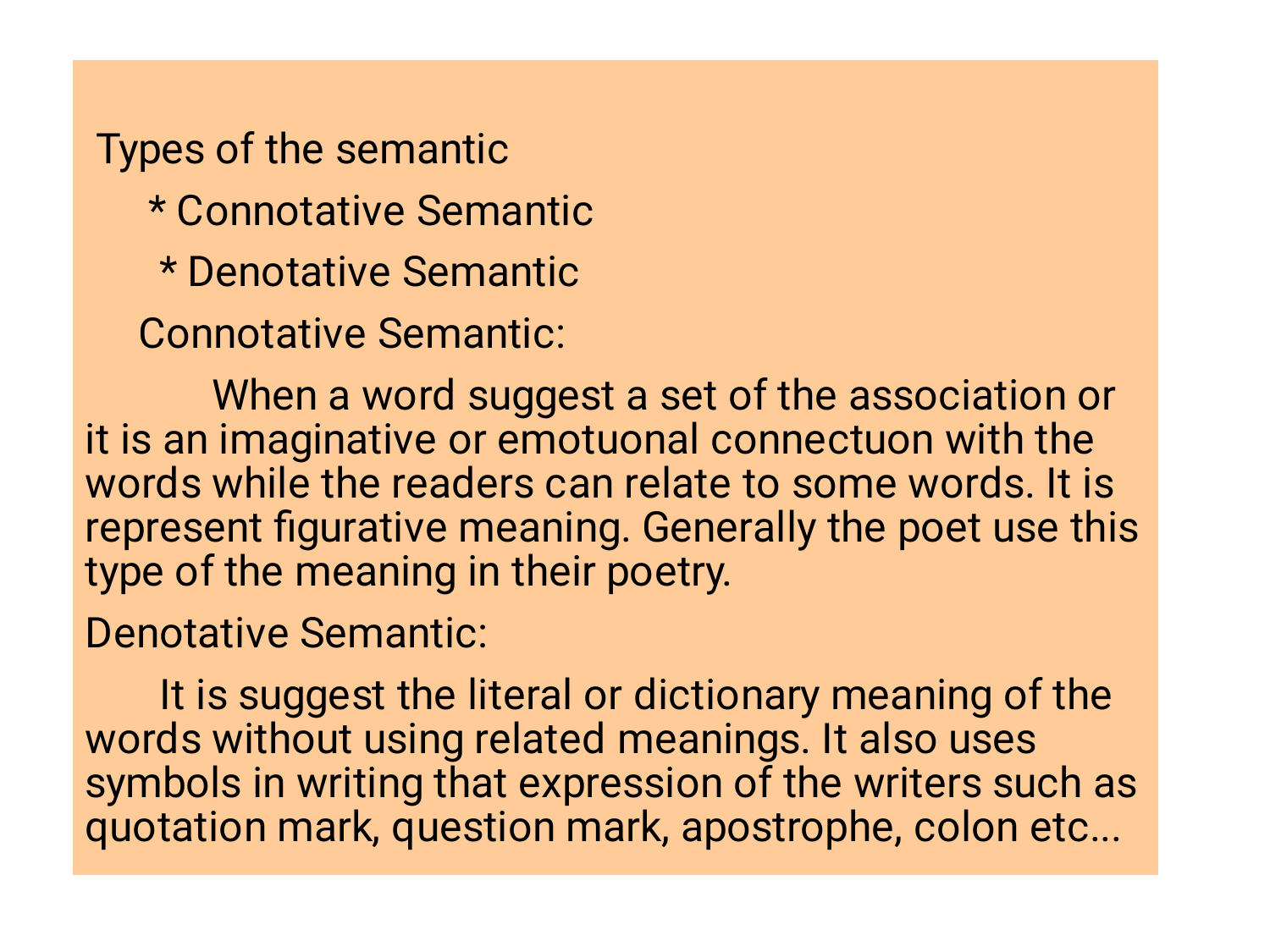Types of the semantic

* Connotative Semantic
* Denotative Semantic

Connotative Semantic:

When a word suggest a set of the association or it is an imaginative or emotuonal connectuon with the words while the readers can relate to some words. It is represent figurative meaning. Generally the poet use this type of the meaning in their poetry.

Denotative Semantic:

It is suggest the literal or dictionary meaning of the words without using related meanings. It also uses symbols in writing that expression of the writers such as quotation mark, question mark, apostrophe, colon etc...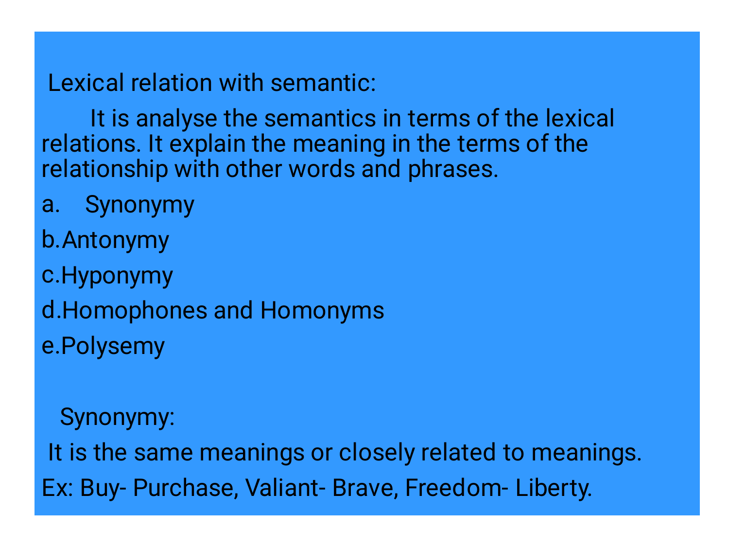Lexical relation with semantic:

It is analyse the semantics in terms of the lexical relations. It explain the meaning in the terms of the relationship with other words and phrases.

a. Synonymy

b. Antonymy

c. Hyponymy

d. Homophones and Homonyms

e. Polysemy

Synonymy:

It is the same meanings or closely related to meanings.

Ex: Buy- Purchase, Valiant- Brave, Freedom- Liberty.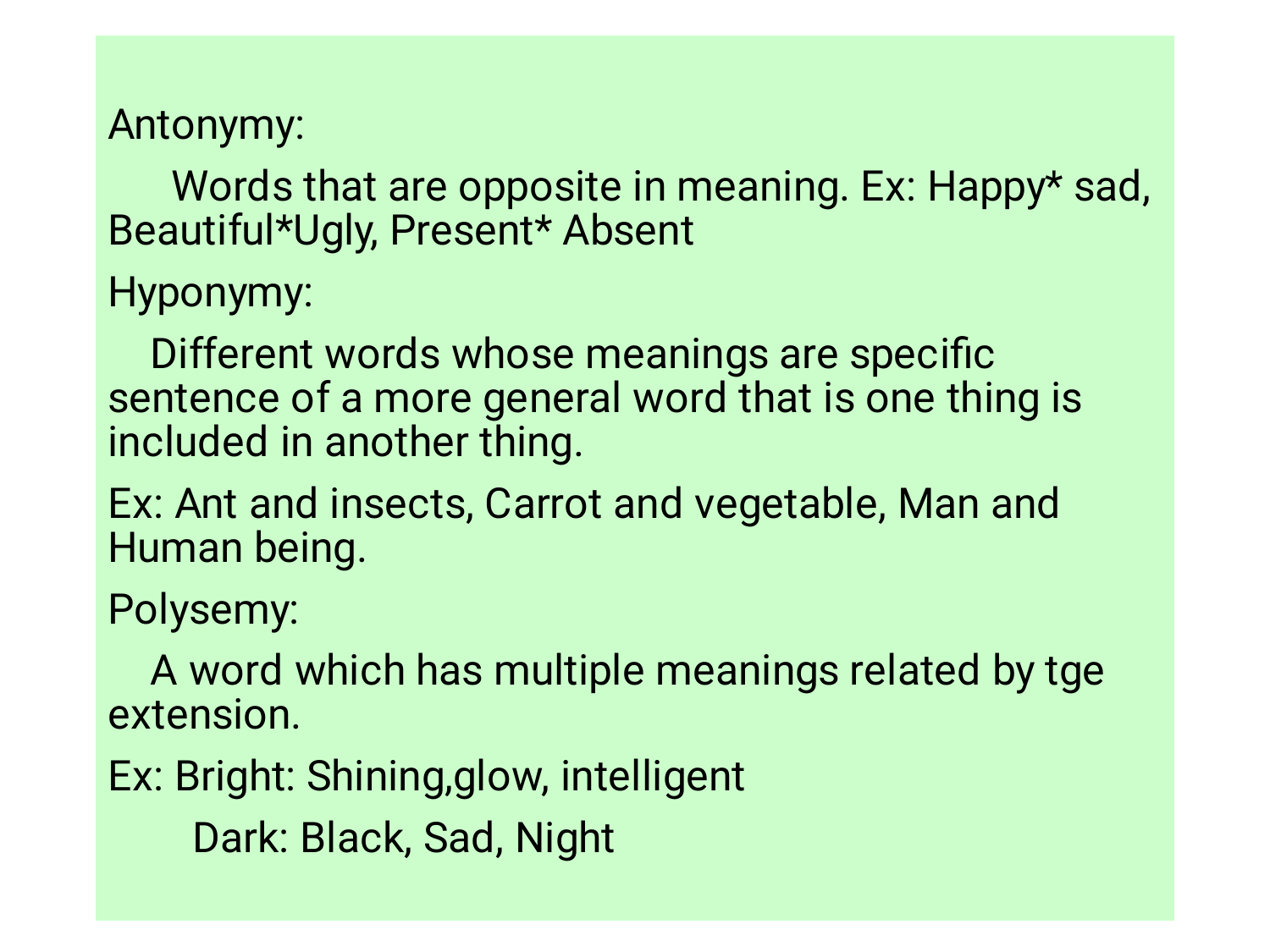Antonymy:

Words that are opposite in meaning. Ex: Happy* sad, Beautiful*Ugly, Present* Absent

Hyponymy:

Different words whose meanings are specific sentence of a more general word that is one thing is included in another thing.

Ex: Ant and insects, Carrot and vegetable, Man and Human being.

Polysemy:

A word which has multiple meanings related by tge extension.

Ex: Bright: Shining,glow, intelligent

Dark: Black, Sad, Night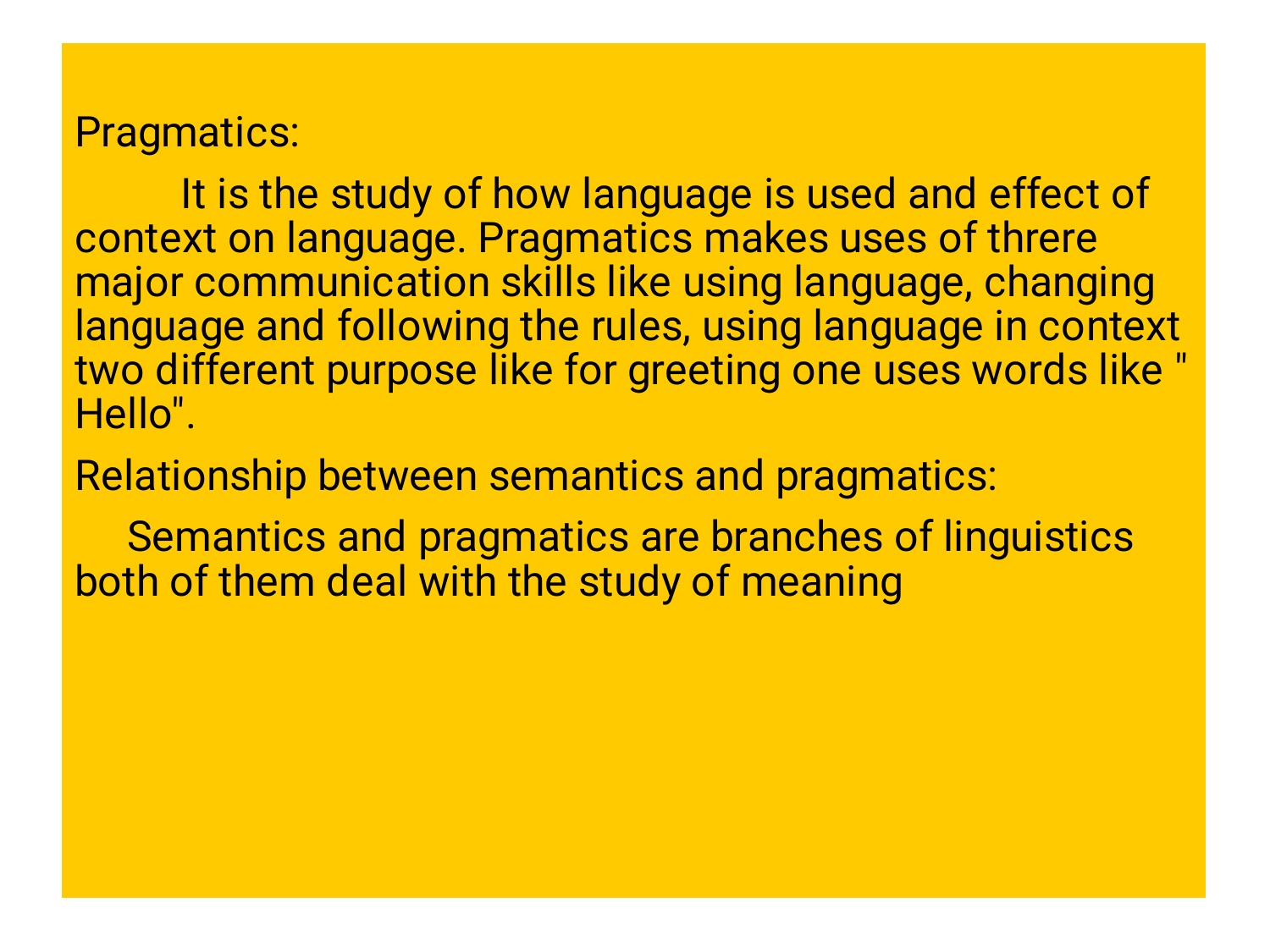Pragmatics:

It is the study of how language is used and effect of context on language. Pragmatics makes uses of threre major communication skills like using language, changing language and following the rules, using language in context two different purpose like for greeting one uses words like " Hello".

Relationship between semantics and pragmatics:

Semantics and pragmatics are branches of linguistics both of them deal with the study of meaning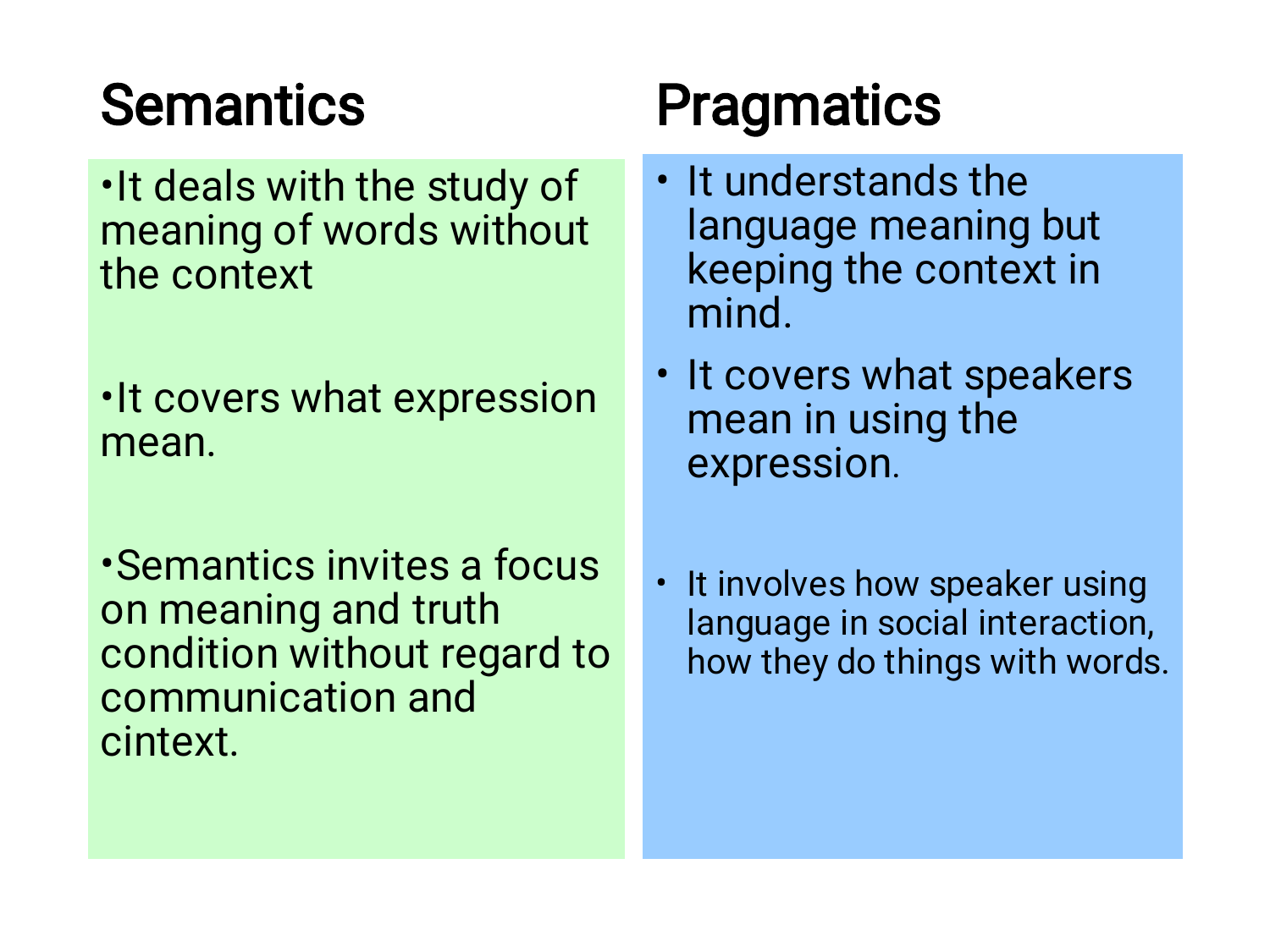## Semantics

- It deals with the study of meaning of words without the context
- It covers what expression mean.
- Semantics invites a focus on meaning and truth condition without regard to communication and cintext.

## Pragmatics

- It understands the language meaning but keeping the context in mind.
- It covers what speakers mean in using the expression.
- It involves how speaker using language in social interaction, how they do things with words.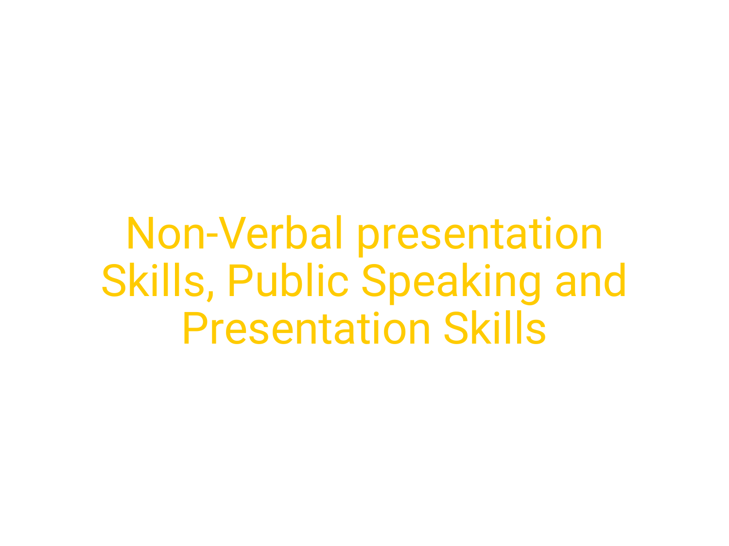# Non-Verbal presentation Skills, Public Speaking and Presentation Skills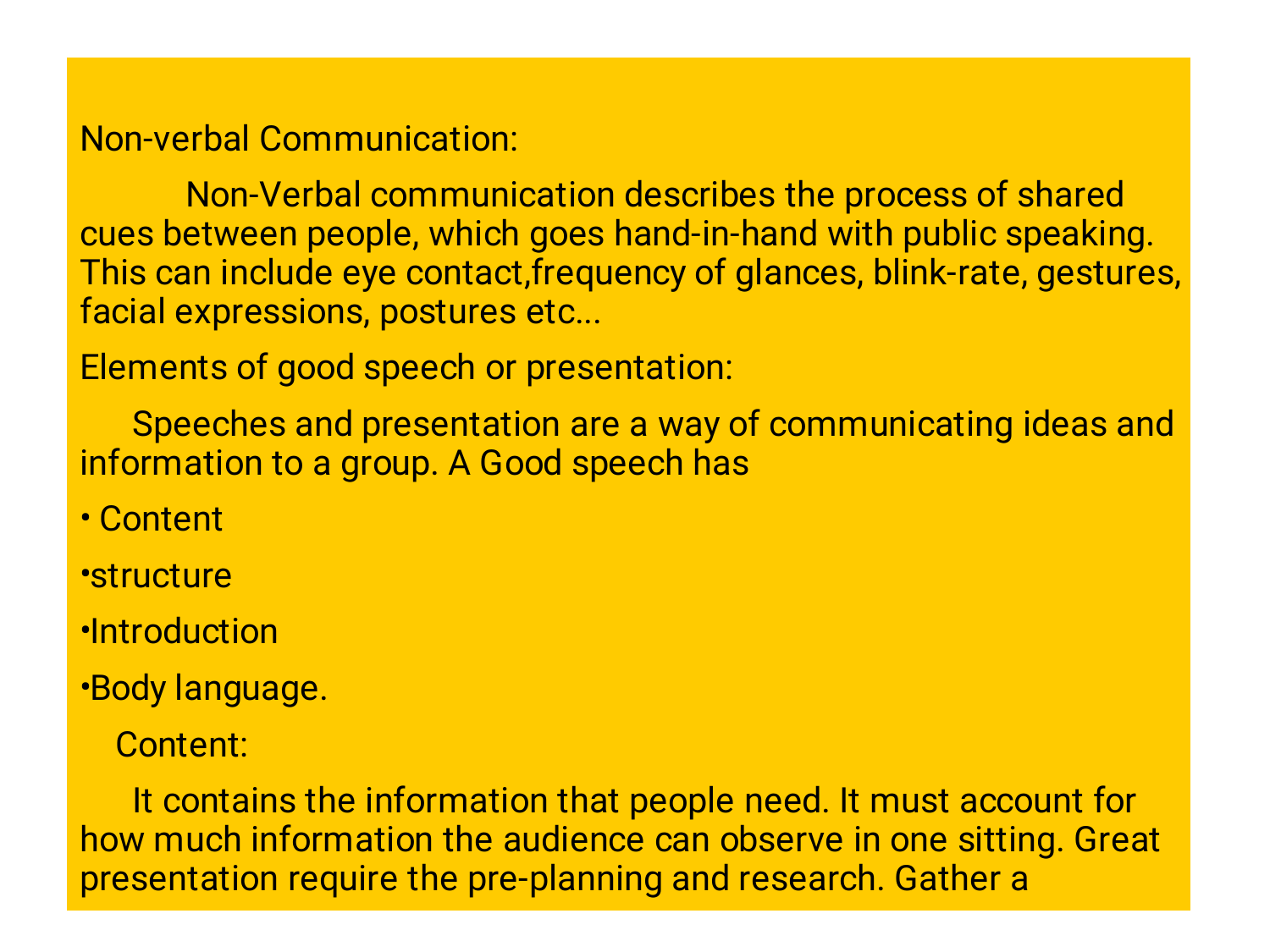## Non-verbal Communication:

Non-Verbal communication describes the process of shared cues between people, which goes hand-in-hand with public speaking. This can include eye contact,frequency of glances, blink-rate, gestures, facial expressions, postures etc...

## Elements of good speech or presentation:

Speeches and presentation are a way of communicating ideas and information to a group. A Good speech has

- Content
- structure
- Introduction
- Body language.

### Content:

It contains the information that people need. It must account for how much information the audience can observe in one sitting. Great presentation require the pre-planning and research. Gather a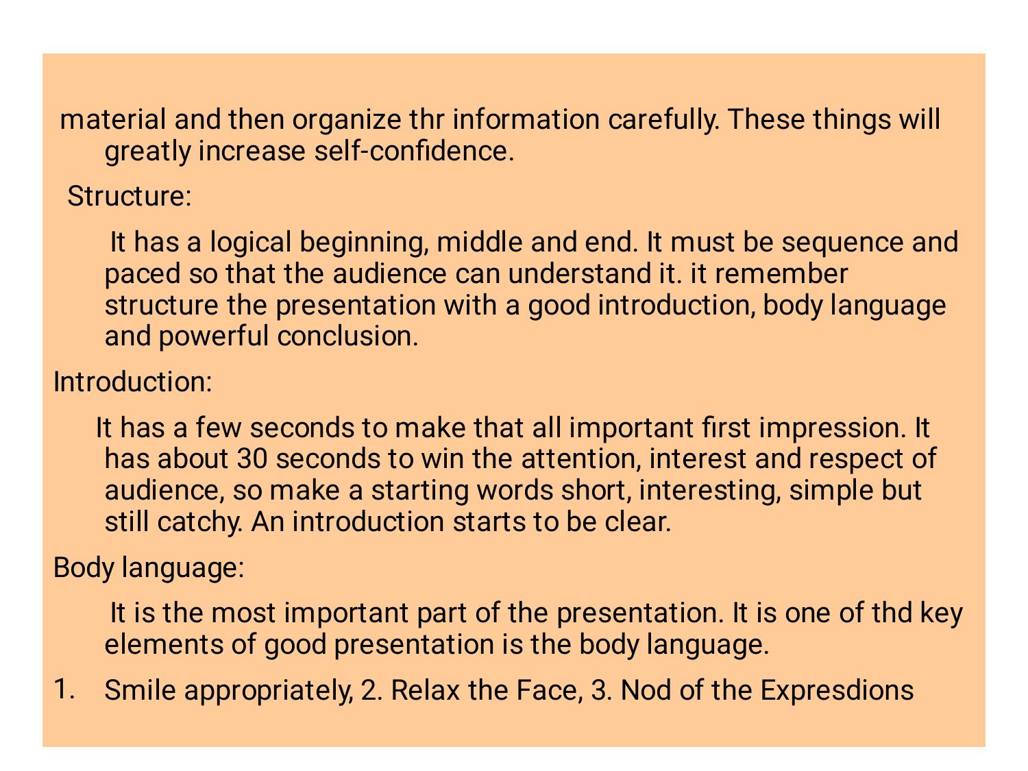material and then organize thr information carefully. These things will greatly increase self-confidence.

Structure:

It has a logical beginning, middle and end. It must be sequence and paced so that the audience can understand it. it remember structure the presentation with a good introduction, body language and powerful conclusion.

Introduction:

It has a few seconds to make that all important first impression. It has about 30 seconds to win the attention, interest and respect of audience, so make a starting words short, interesting, simple but still catchy. An introduction starts to be clear.

Body language:

It is the most important part of the presentation. It is one of thd key elements of good presentation is the body language.

1. Smile appropriately, 2. Relax the Face, 3. Nod of the Expresdions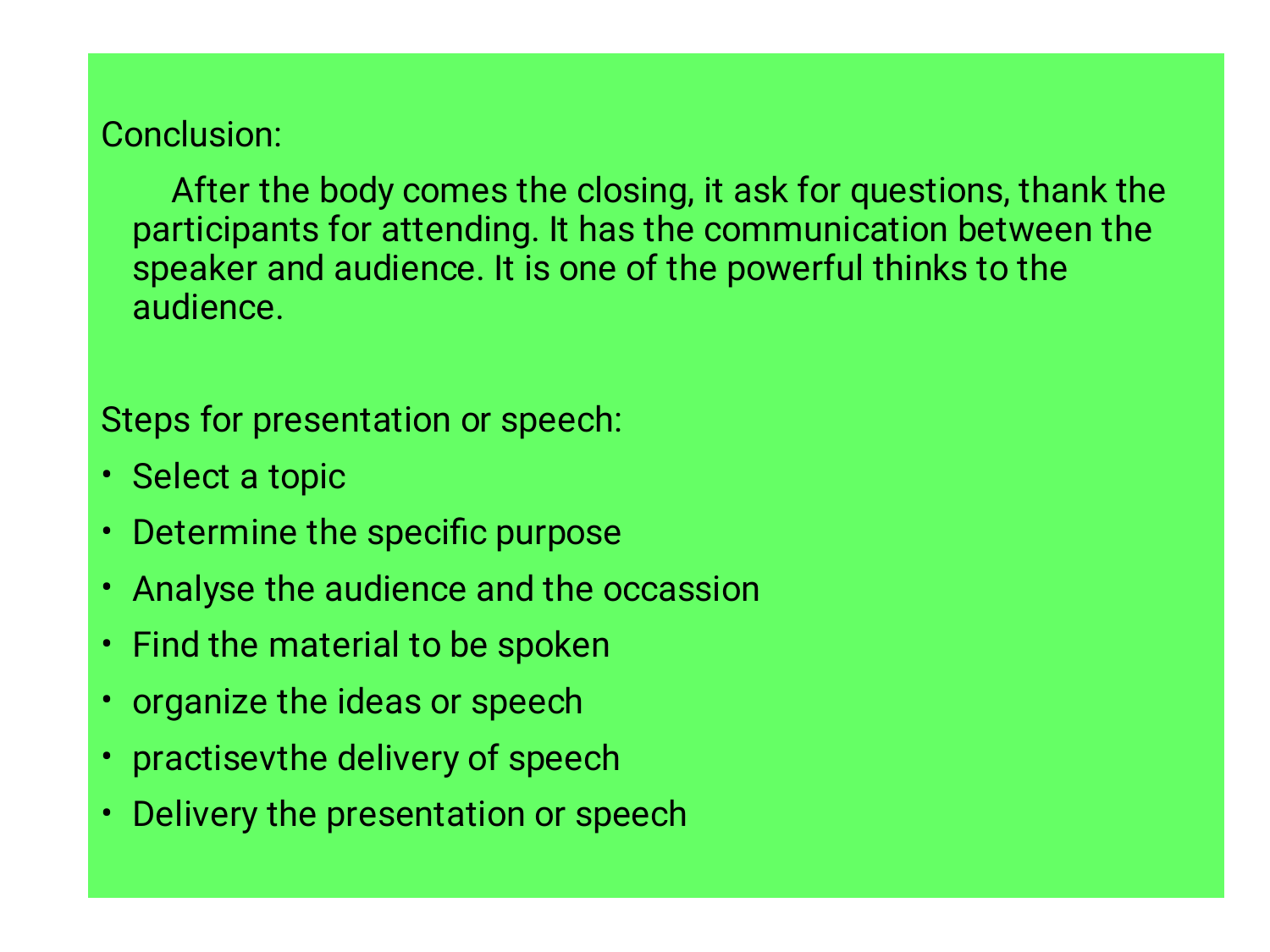Conclusion:

After the body comes the closing, it ask for questions, thank the participants for attending. It has the communication between the speaker and audience. It is one of the powerful thinks to the audience.

Steps for presentation or speech:

- Select a topic
- Determine the specific purpose
- Analyse the audience and the occassion
- Find the material to be spoken
- organize the ideas or speech
- practisevthe delivery of speech
- Delivery the presentation or speech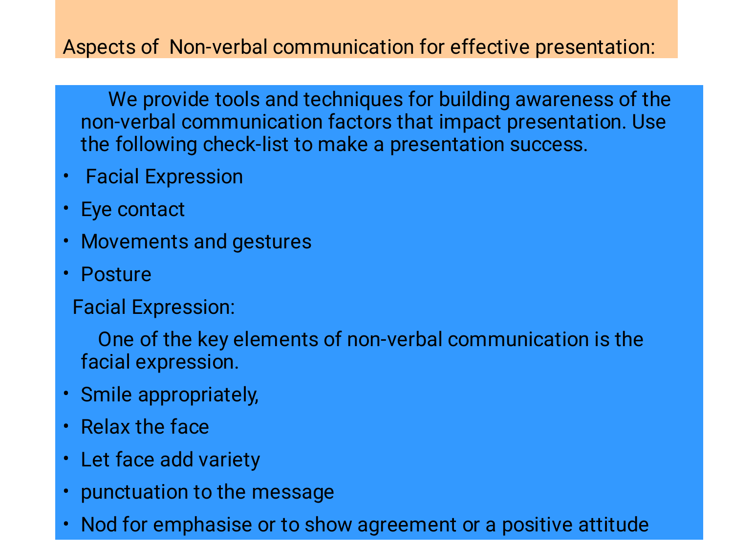## Aspects of Non-verbal communication for effective presentation:

We provide tools and techniques for building awareness of the non-verbal communication factors that impact presentation. Use the following check-list to make a presentation success.

- Facial Expression
- Eye contact
- Movements and gestures
- Posture

### Facial Expression:

One of the key elements of non-verbal communication is the facial expression.

- Smile appropriately,
- Relax the face
- Let face add variety
- punctuation to the message
- Nod for emphasise or to show agreement or a positive attitude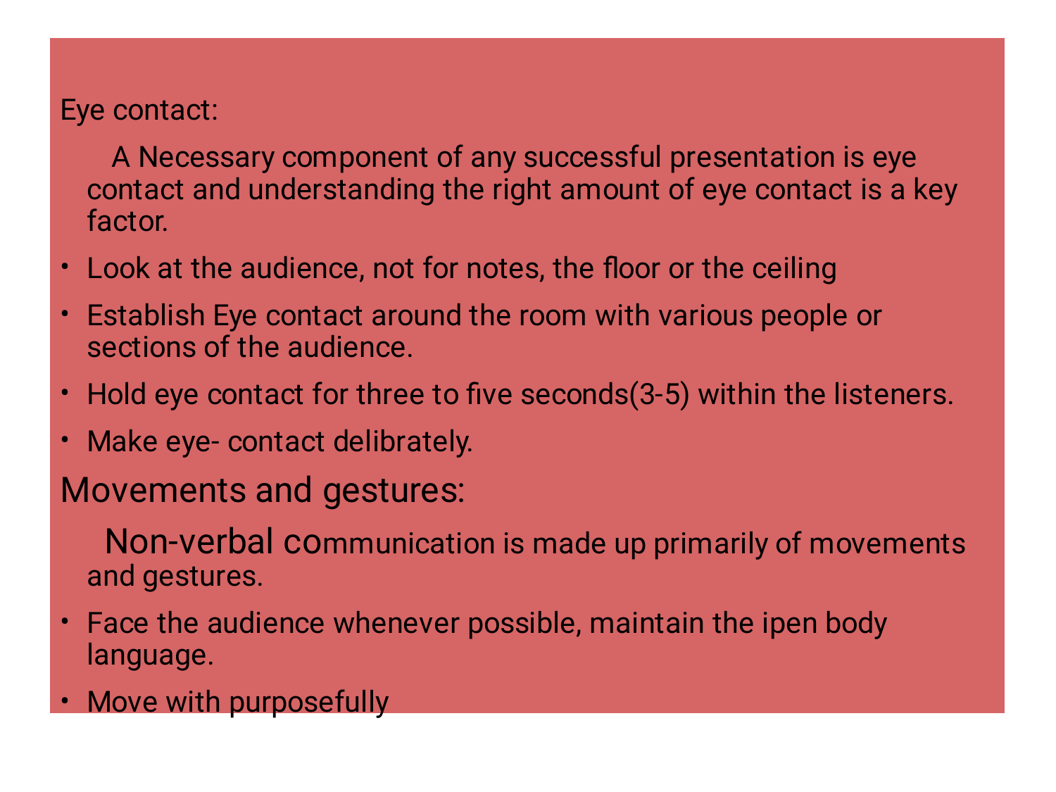Eye contact:

A Necessary component of any successful presentation is eye contact and understanding the right amount of eye contact is a key factor.

- Look at the audience, not for notes, the floor or the ceiling
- Establish Eye contact around the room with various people or sections of the audience.
- Hold eye contact for three to five seconds(3-5) within the listeners.
- Make eye- contact deliberately.

## Movements and gestures:

Non-verbal communication is made up primarily of movements and gestures.

- Face the audience whenever possible, maintain the ipen body language.
- Move with purposefully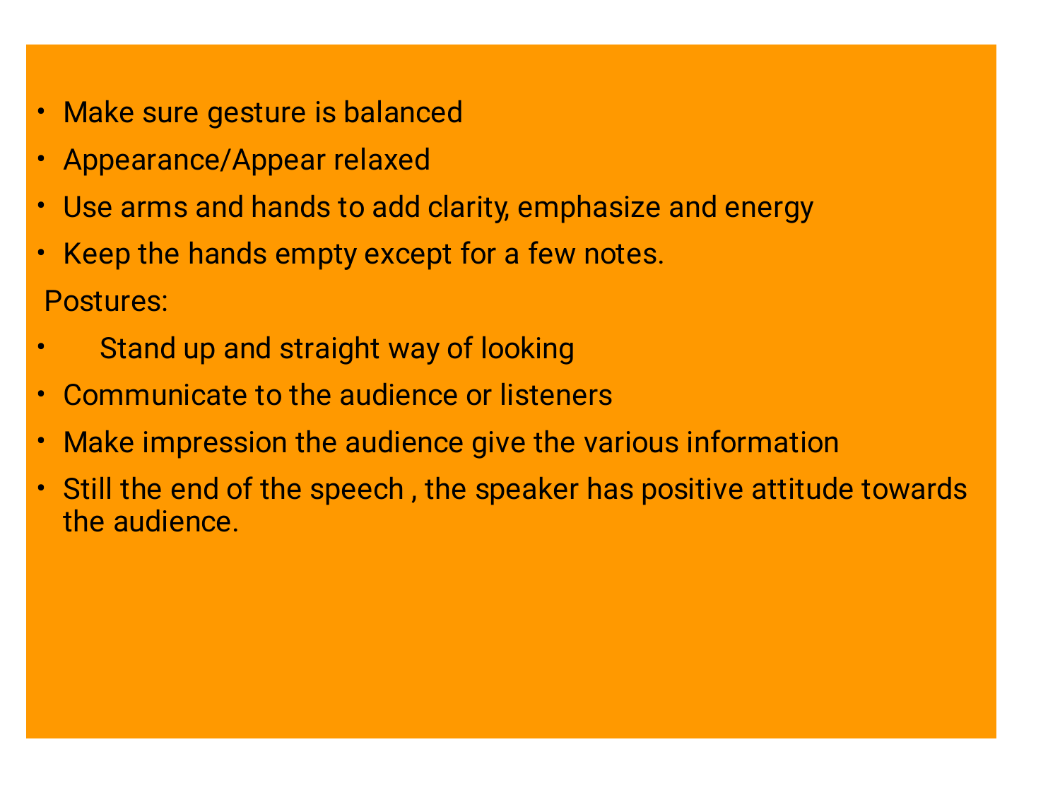- Make sure gesture is balanced
- Appearance/Appear relaxed
- Use arms and hands to add clarity, emphasize and energy
- Keep the hands empty except for a few notes.

Postures:

- Stand up and straight way of looking
- Communicate to the audience or listeners
- Make impression the audience give the various information
- Still the end of the speech , the speaker has positive attitude towards the audience.